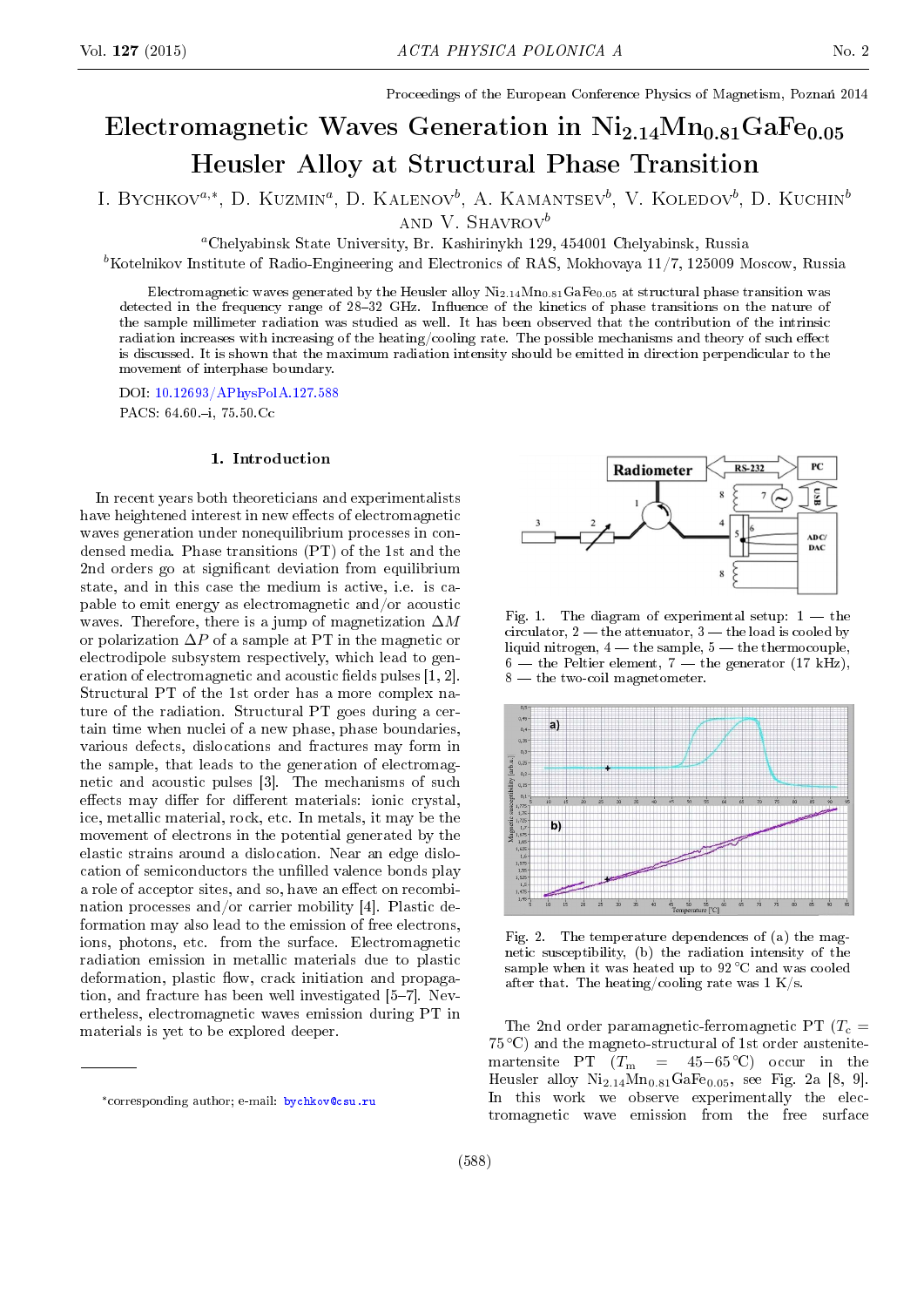Proceedings of the European Conference Physics of Magnetism, Poznań 2014

# Electromagnetic Waves Generation in $Ni_{2.14}Mn_{0.81}GaFe_{0.05}$ Heusler Alloy at Structural Phase Transition

I. Bychkov[a,*], D. Kuzmin[a], D. Kalenov[b], A. Kamantsev[b], V. Koledov[b], D. Kuchin[b] and V. Shavrov[b]

[a]Chelyabinsk State University, Br. Kashirinykh 129, 454001 Chelyabinsk, Russia

[b]Kotelnikov Institute of Radio-Engineering and Electronics of RAS, Mokhovaya 11/7, 125009 Moscow, Russia

Electromagnetic waves generated by the Heusler alloy $Ni_{2.14}Mn_{0.81}GaFe_{0.05}$ at structural phase transition was detected in the frequency range of 28–32 GHz. Influence of the kinetics of phase transitions on the nature of the sample millimeter radiation was studied as well. It has been observed that the contribution of the intrinsic radiation increases with increasing of the heating/cooling rate. The possible mechanisms and theory of such effect is discussed. It is shown that the maximum radiation intensity should be emitted in direction perpendicular to the movement of interphase boundary.

DOI: 10.12693/APhysPolA.127.588

PACS: 64.60.–i, 75.50.Cc

## 1. Introduction

In recent years both theoreticians and experimentalists have heightened interest in new effects of electromagnetic waves generation under nonequilibrium processes in condensed media. Phase transitions (PT) of the 1st and the 2nd orders go at significant deviation from equilibrium state, and in this case the medium is active, i.e. is capable to emit energy as electromagnetic and/or acoustic waves. Therefore, there is a jump of magnetization $\Delta M$ or polarization $\Delta P$ of a sample at PT in the magnetic or electrodipole subsystem respectively, which lead to generation of electromagnetic and acoustic fields pulses [1, 2]. Structural PT of the 1st order has a more complex nature of the radiation. Structural PT goes during a certain time when nuclei of a new phase, phase boundaries, various defects, dislocations and fractures may form in the sample, that leads to the generation of electromagnetic and acoustic pulses [3]. The mechanisms of such effects may differ for different materials: ionic crystal, ice, metallic material, rock, etc. In metals, it may be the movement of electrons in the potential generated by the elastic strains around a dislocation. Near an edge dislocation of semiconductors the unfilled valence bonds play a role of acceptor sites, and so, have an effect on recombination processes and/or carrier mobility [4]. Plastic deformation may also lead to the emission of free electrons, ions, photons, etc. from the surface. Electromagnetic radiation emission in metallic materials due to plastic deformation, plastic flow, crack initiation and propagation, and fracture has been well investigated [5–7]. Nevertheless, electromagnetic waves emission during PT in materials is yet to be explored deeper.

Fig. 1. The diagram of experimental setup: 1 — the circulator, 2 — the attenuator, 3 — the load is cooled by liquid nitrogen, 4 — the sample, 5 — the thermocouple, 6 — the Peltier element, 7 — the generator (17 kHz), 8 — the two-coil magnetometer.

Fig. 2. The temperature dependences of (a) the magnetic susceptibility, (b) the radiation intensity of the sample when it was heated up to 92 °C and was cooled after that. The heating/cooling rate was 1 K/s.

The 2nd order paramagnetic-ferromagnetic PT ($T_c$ = 75 °C) and the magneto-structural of 1st order austenite-martensite PT ($T_m$ = 45–65 °C) occur in the Heusler alloy $Ni_{2.14}Mn_{0.81}GaFe_{0.05}$, see Fig. 2a [8, 9]. In this work we observe experimentally the electromagnetic wave emission from the free surface

*corresponding author; e-mail: bychkov@csu.ru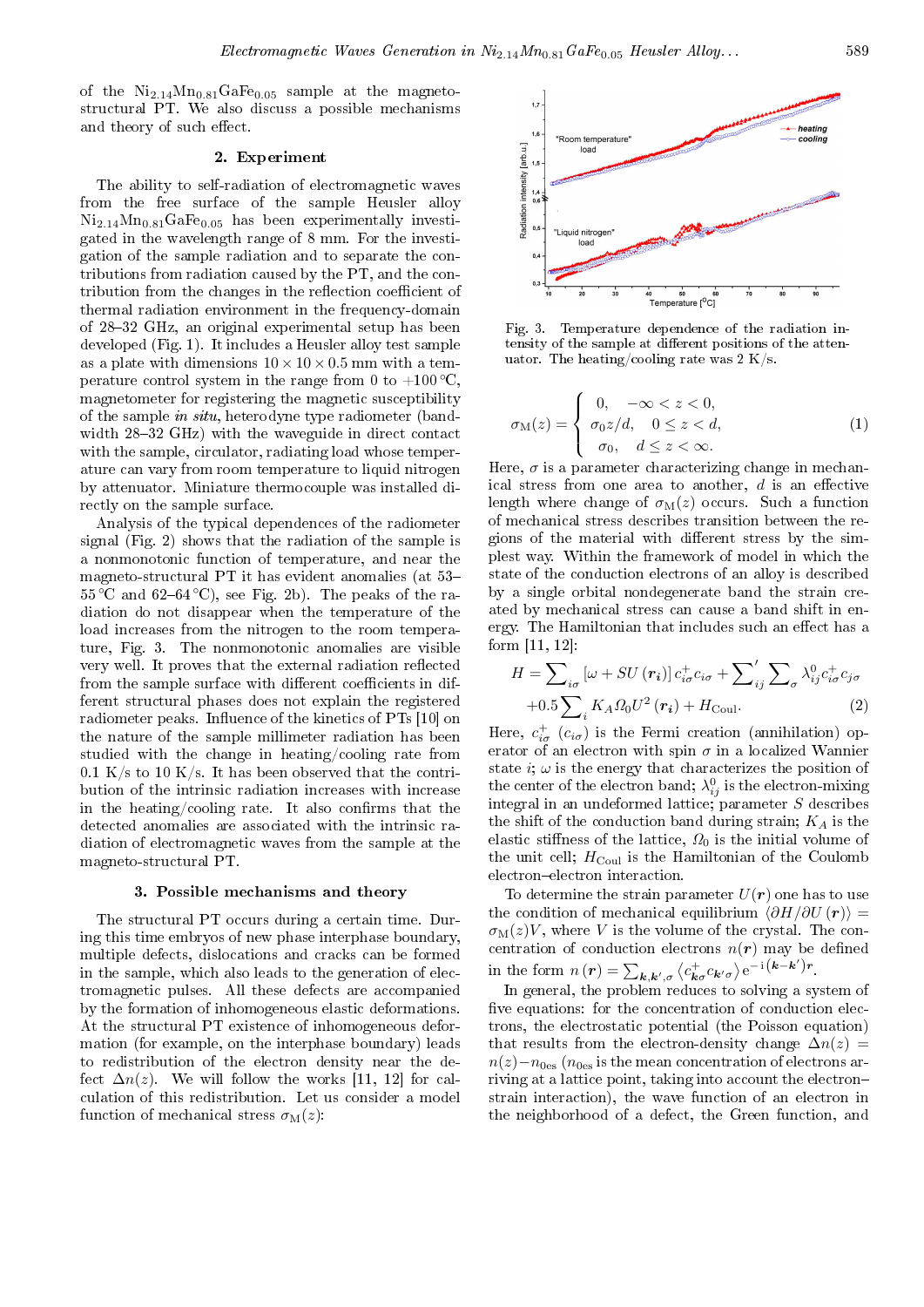of the $Ni_{2.14}Mn_{0.81}GaFe_{0.05}$ sample at the magneto-structural PT. We also discuss a possible mechanisms and theory of such effect.

## 2. Experiment

The ability to self-radiation of electromagnetic waves from the free surface of the sample Heusler alloy $Ni_{2.14}Mn_{0.81}GaFe_{0.05}$ has been experimentally investigated in the wavelength range of 8 mm. For the investigation of the sample radiation and to separate the contributions from radiation caused by the PT, and the contribution from the changes in the reflection coefficient of thermal radiation environment in the frequency-domain of 28–32 GHz, an original experimental setup has been developed (Fig. 1). It includes a Heusler alloy test sample as a plate with dimensions $10 \times 10 \times 0.5$ mm with a temperature control system in the range from 0 to +100 °C, magnetometer for registering the magnetic susceptibility of the sample *in situ*, heterodyne type radiometer (bandwidth 28–32 GHz) with the waveguide in direct contact with the sample, circulator, radiating load whose temperature can vary from room temperature to liquid nitrogen by attenuator. Miniature thermocouple was installed directly on the sample surface.

Analysis of the typical dependences of the radiometer signal (Fig. 2) shows that the radiation of the sample is a nonmonotonic function of temperature, and near the magneto-structural PT it has evident anomalies (at 53–55 °C and 62–64 °C, see Fig. 2b). The peaks of the radiation do not disappear when the temperature of the load increases from the nitrogen to the room temperature, Fig. 3. The nonmonotonic anomalies are visible very well. It proves that the external radiation reflected from the sample surface with different coefficients in different structural phases does not explain the registered radiometer peaks. Influence of the kinetics of PTs [10] on the nature of the sample millimeter radiation has been studied with the change in heating/cooling rate from 0.1 K/s to 10 K/s. It has been observed that the contribution of the intrinsic radiation increases with increase in the heating/cooling rate. It also confirms that the detected anomalies are associated with the intrinsic radiation of electromagnetic waves from the sample at the magneto-structural PT.

## 3. Possible mechanisms and theory

The structural PT occurs during a certain time. During this time embryos of new phase interphase boundary, multiple defects, dislocations and cracks can be formed in the sample, which also leads to the generation of electromagnetic pulses. All these defects are accompanied by the formation of inhomogeneous elastic deformations. At the structural PT existence of inhomogeneous deformation (for example, on the interphase boundary) leads to redistribution of the electron density near the defect $\Delta n(z)$. We will follow the works [11, 12] for calculation of this redistribution. Let us consider a model function of mechanical stress $\sigma_{\mathrm{M}}(z)$:

"Room temperature" load

"Liquid nitrogen" load

heating

cooling

Radiation intensity [arb.u.]

Temperature [°C]

1,7
1,6
1,5
1,4
0,6
0,5
0,4
0,3

10 20 30 40 50 60 70 80 90

Fig. 3. Temperature dependence of the radiation intensity of the sample at different positions of the attenuator. The heating/cooling rate was 2 K/s.

$$\sigma_{\mathrm{M}}(z) = \begin{cases} 0, & -\infty < z < 0, \\ \sigma_0 z/d, & 0 \le z < d, \\ \sigma_0, & d \le z < \infty. \end{cases} \quad (1)$$

Here, $\sigma$ is a parameter characterizing change in mechanical stress from one area to another, $d$ is an effective length where change of $\sigma_{\mathrm{M}}(z)$ occurs. Such a function of mechanical stress describes transition between the regions of the material with different stress by the simplest way. Within the framework of model in which the state of the conduction electrons of an alloy is described by a single orbital nondegenerate band the strain created by mechanical stress can cause a band shift in energy. The Hamiltonian that includes such an effect has a form [11, 12]:

$$H = \sum\nolimits_{i\sigma} \left[\omega + SU\left(\boldsymbol{r}_i\right)\right] c_{i\sigma}^{+} c_{i\sigma} + \sum\nolimits_{ij}' \sum\nolimits_{\sigma} \lambda_{ij}^{0} c_{i\sigma}^{+} c_{j\sigma}$$
$$+ 0.5 \sum\nolimits_{i} K_A \Omega_0 U^2\left(\boldsymbol{r}_i\right) + H_{\mathrm{Coul}}. \quad (2)$$

Here, $c_{i\sigma}^{+}$ ($c_{i\sigma}$) is the Fermi creation (annihilation) operator of an electron with spin $\sigma$ in a localized Wannier state $i$; $\omega$ is the energy that characterizes the position of the center of the electron band; $\lambda_{ij}^{0}$ is the electron-mixing integral in an undeformed lattice; parameter $S$ describes the shift of the conduction band during strain; $K_A$ is the elastic stiffness of the lattice, $\Omega_0$ is the initial volume of the unit cell; $H_{\mathrm{Coul}}$ is the Hamiltonian of the Coulomb electron–electron interaction.

To determine the strain parameter $U(\boldsymbol{r})$ one has to use the condition of mechanical equilibrium $\langle \partial H / \partial U\left(\boldsymbol{r}\right) \rangle = \sigma_{\mathrm{M}}(z)V$, where $V$ is the volume of the crystal. The concentration of conduction electrons $n(\boldsymbol{r})$ may be defined in the form $n\left(\boldsymbol{r}\right) = \sum_{\boldsymbol{k},\boldsymbol{k}',\sigma} \langle c_{\boldsymbol{k}\sigma}^{+} c_{\boldsymbol{k}'\sigma} \rangle \mathrm{e}^{-\mathrm{i}\left(\boldsymbol{k}-\boldsymbol{k}'\right)\boldsymbol{r}}$.

In general, the problem reduces to solving a system of five equations: for the concentration of conduction electrons, the electrostatic potential (the Poisson equation) that results from the electron-density change $\Delta n(z) = n(z) - n_{0\mathrm{es}}$ ($n_{0\mathrm{es}}$ is the mean concentration of electrons arriving at a lattice point, taking into account the electron–strain interaction), the wave function of an electron in the neighborhood of a defect, the Green function, and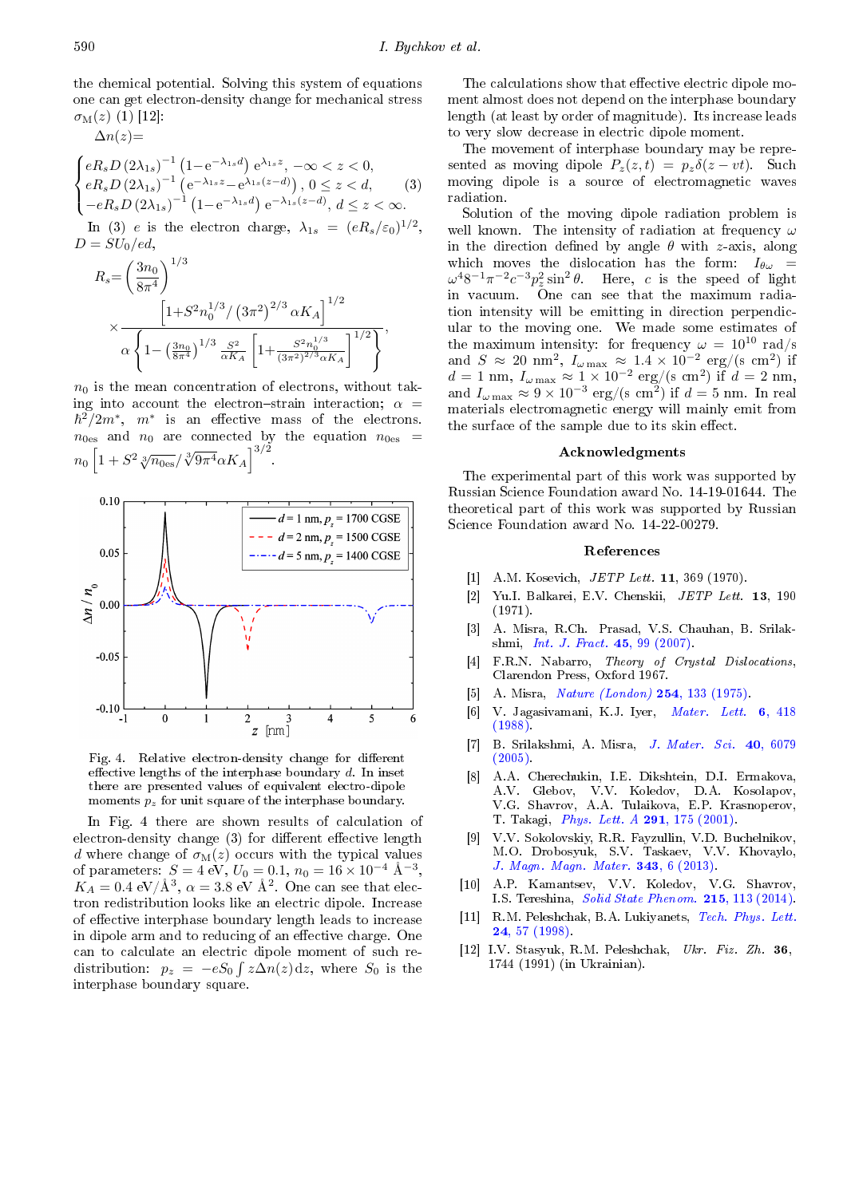the chemical potential. Solving this system of equations one can get electron-density change for mechanical stress $\sigma_M(z)$ (1) [12]:

$$\Delta n(z) = \begin{cases} eR_s D\,(2\lambda_{1s})^{-1}\left(1 - e^{-\lambda_{1s}d}\right)e^{\lambda_{1s}z}, & -\infty < z < 0, \\ eR_s D\,(2\lambda_{1s})^{-1}\left(e^{-\lambda_{1s}z} - e^{\lambda_{1s}(z-d)}\right), & 0 \le z < d, \\ -eR_s D\,(2\lambda_{1s})^{-1}\left(1 - e^{-\lambda_{1s}d}\right)e^{-\lambda_{1s}(z-d)}, & d \le z < \infty. \end{cases} \quad (3)$$

In (3) $e$ is the electron charge, $\lambda_{1s} = (eR_s/\varepsilon_0)^{1/2}$, $D = SU_0/ed$,

$$R_s = \left(\frac{3n_0}{8\pi^4}\right)^{1/3} \times \frac{\left[1 + S^2 n_0^{1/3} / \left(3\pi^2\right)^{2/3} \alpha K_A\right]^{1/2}}{\alpha \left\{1 - \left(\frac{3n_0}{8\pi^4}\right)^{1/3} \frac{S^2}{\alpha K_A} \left[1 + \frac{S^2 n_0^{1/3}}{(3\pi^2)^{2/3} \alpha K_A}\right]^{1/2}\right\}},$$

$n_0$ is the mean concentration of electrons, without taking into account the electron–strain interaction; $\alpha = \hbar^2/2m^*$, $m^*$ is an effective mass of the electrons. $n_{0es}$ and $n_0$ are connected by the equation $n_{0es} = n_0\left[1 + S^2\sqrt[3]{n_{0es}}/\sqrt[3]{9\pi^4}\alpha K_A\right]^{3/2}$.

0.10
0.05
0.00
-0.05
-0.10
$\Delta n / n_0$
-1 0 1 2 3 4 5 6
$z$ [nm]
$d = 1$ nm, $p_z = 1700$ CGSE
$d = 2$ nm, $p_z = 1500$ CGSE
$d = 5$ nm, $p_z = 1400$ CGSE

Fig. 4. Relative electron-density change for different effective lengths of the interphase boundary $d$. In inset there are presented values of equivalent electro-dipole moments $p_z$ for unit square of the interphase boundary.

In Fig. 4 there are shown results of calculation of electron-density change (3) for different effective length $d$ where change of $\sigma_M(z)$ occurs with the typical values of parameters: $S = 4$ eV, $U_0 = 0.1$, $n_0 = 16 \times 10^{-4}$ Å$^{-3}$, $K_A = 0.4$ eV/Å$^3$, $\alpha = 3.8$ eV Å$^2$. One can see that electron redistribution looks like an electric dipole. Increase of effective interphase boundary length leads to increase in dipole arm and to reducing of an effective charge. One can to calculate an electric dipole moment of such redistribution: $p_z = -eS_0 \int z\Delta n(z)\,dz$, where $S_0$ is the interphase boundary square.

The calculations show that effective electric dipole moment almost does not depend on the interphase boundary length (at least by order of magnitude). Its increase leads to very slow decrease in electric dipole moment.

The movement of interphase boundary may be represented as moving dipole $P_z(z,t) = p_z\delta(z - vt)$. Such moving dipole is a source of electromagnetic waves radiation.

Solution of the moving dipole radiation problem is well known. The intensity of radiation at frequency $\omega$ in the direction defined by angle $\theta$ with $z$-axis, along which moves the dislocation has the form: $I_{\theta\omega} = \omega^4 8^{-1}\pi^{-2}c^{-3}p_z^2\sin^2\theta$. Here, $c$ is the speed of light in vacuum. One can see that the maximum radiation intensity will be emitting in direction perpendicular to the moving one. We made some estimates of the maximum intensity: for frequency $\omega = 10^{10}$ rad/s and $S \approx 20$ nm$^2$, $I_{\omega\,\max} \approx 1.4 \times 10^{-2}$ erg/(s cm$^2$) if $d = 1$ nm, $I_{\omega\,\max} \approx 1 \times 10^{-2}$ erg/(s cm$^2$) if $d = 2$ nm, and $I_{\omega\,\max} \approx 9 \times 10^{-3}$ erg/(s cm$^2$) if $d = 5$ nm. In real materials electromagnetic energy will mainly emit from the surface of the sample due to its skin effect.

## Acknowledgments

The experimental part of this work was supported by Russian Science Foundation award No. 14-19-01644. The theoretical part of this work was supported by Russian Science Foundation award No. 14-22-00279.

## References

[1] A.M. Kosevich, *JETP Lett.* **11**, 369 (1970).

[2] Yu.I. Balkarei, E.V. Chenskii, *JETP Lett.* **13**, 190 (1971).

[3] A. Misra, R.Ch. Prasad, V.S. Chauhan, B. Srilakshmi, *Int. J. Fract.* **45**, 99 (2007).

[4] F.R.N. Nabarro, *Theory of Crystal Dislocations*, Clarendon Press, Oxford 1967.

[5] A. Misra, *Nature (London)* **254**, 133 (1975).

[6] V. Jagasivamani, K.J. Iyer, *Mater. Lett.* **6**, 418 (1988).

[7] B. Srilakshmi, A. Misra, *J. Mater. Sci.* **40**, 6079 (2005).

[8] A.A. Cherechukin, I.E. Dikshtein, D.I. Ermakova, A.V. Glebov, V.V. Koledov, D.A. Kosolapov, V.G. Shavrov, A.A. Tulaikova, E.P. Krasnoperov, T. Takagi, *Phys. Lett. A* **291**, 175 (2001).

[9] V.V. Sokolovskiy, R.R. Fayzullin, V.D. Buchelnikov, M.O. Drobosyuk, S.V. Taskaev, V.V. Khovaylo, *J. Magn. Magn. Mater.* **343**, 6 (2013).

[10] A.P. Kamantsev, V.V. Koledov, V.G. Shavrov, I.S. Tereshina, *Solid State Phenom.* **215**, 113 (2014).

[11] R.M. Peleshchak, B.A. Lukiyanets, *Tech. Phys. Lett.* **24**, 57 (1998).

[12] I.V. Stasyuk, R.M. Peleshchak, *Ukr. Fiz. Zh.* **36**, 1744 (1991) (in Ukrainian).